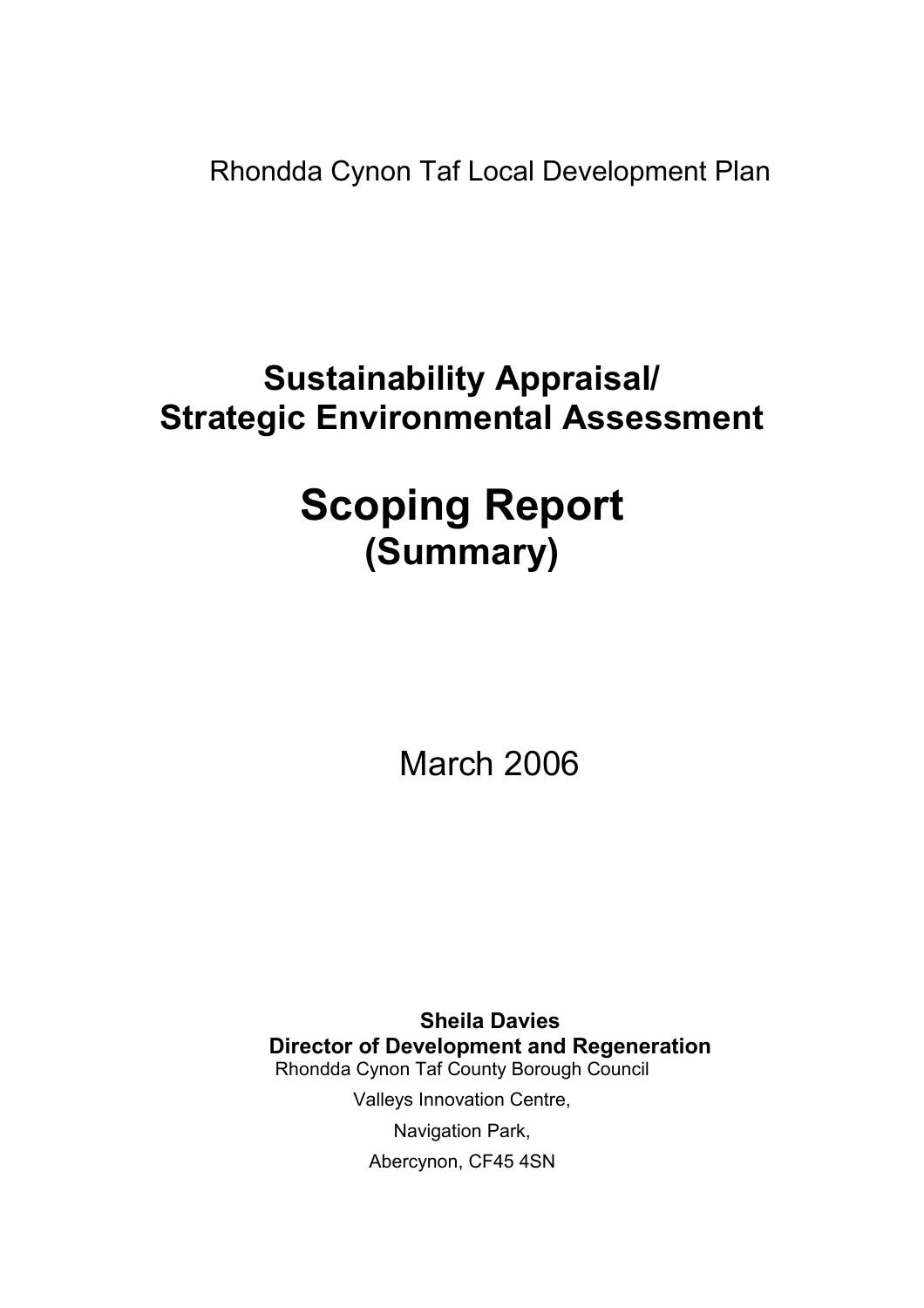Rhondda Cynon Taf Local Development Plan

# Sustainability Appraisal/ Strategic Environmental Assessment

# Scoping Report
## (Summary)

March 2006

**Sheila Davies**
**Director of Development and Regeneration**
Rhondda Cynon Taf County Borough Council

Valleys Innovation Centre,

Navigation Park,

Abercynon, CF45 4SN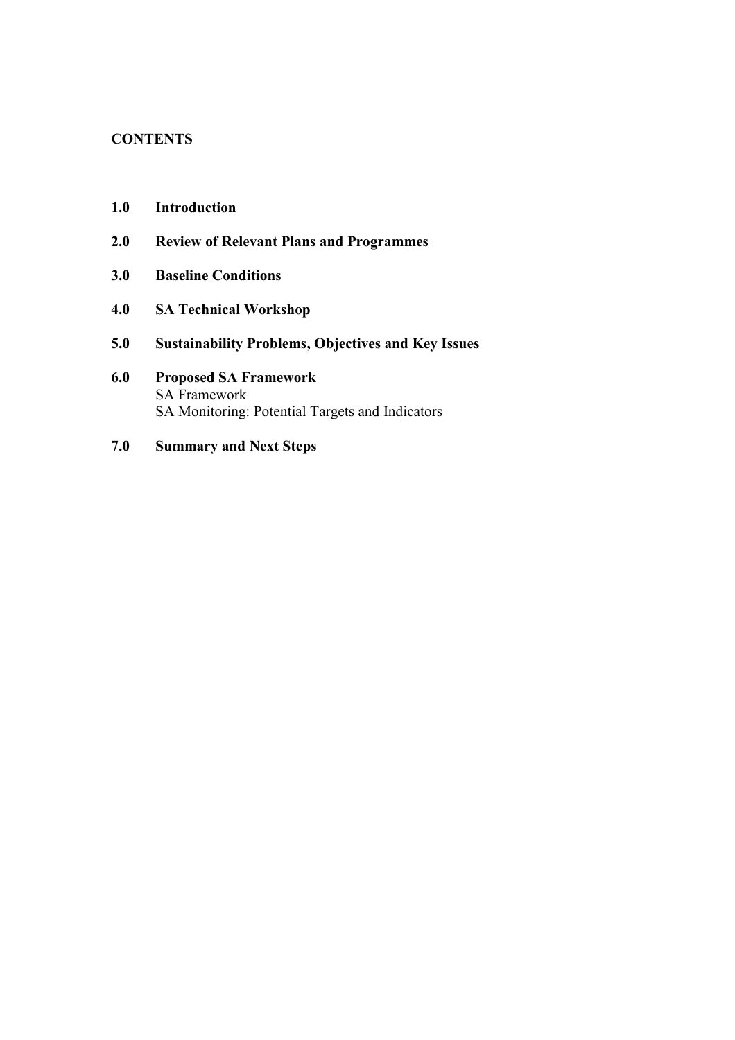**CONTENTS**

**1.0 Introduction**

**2.0 Review of Relevant Plans and Programmes**

**3.0 Baseline Conditions**

**4.0 SA Technical Workshop**

**5.0 Sustainability Problems, Objectives and Key Issues**

**6.0 Proposed SA Framework**
SA Framework
SA Monitoring: Potential Targets and Indicators

**7.0 Summary and Next Steps**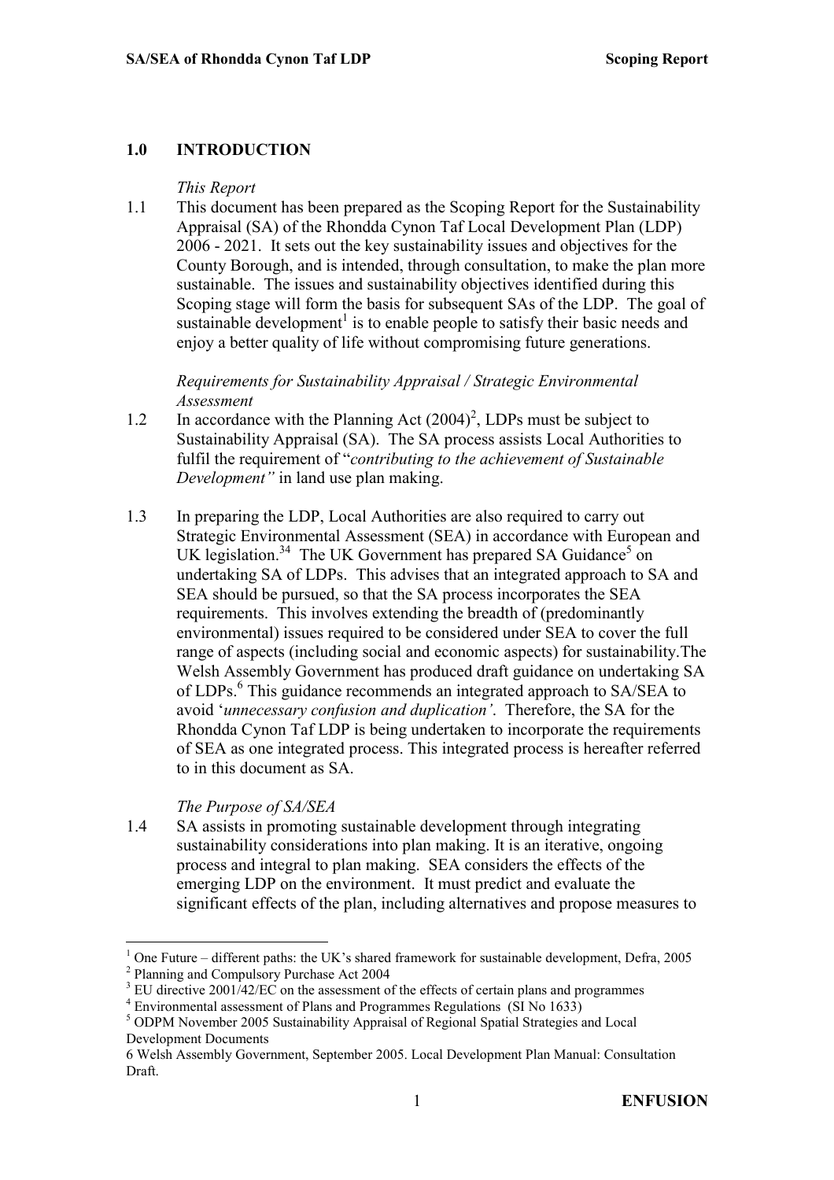## 1.0 INTRODUCTION

*This Report*

1.1 This document has been prepared as the Scoping Report for the Sustainability Appraisal (SA) of the Rhondda Cynon Taf Local Development Plan (LDP) 2006 - 2021. It sets out the key sustainability issues and objectives for the County Borough, and is intended, through consultation, to make the plan more sustainable. The issues and sustainability objectives identified during this Scoping stage will form the basis for subsequent SAs of the LDP. The goal of sustainable development[1] is to enable people to satisfy their basic needs and enjoy a better quality of life without compromising future generations.

*Requirements for Sustainability Appraisal / Strategic Environmental Assessment*

1.2 In accordance with the Planning Act (2004)[2], LDPs must be subject to Sustainability Appraisal (SA). The SA process assists Local Authorities to fulfil the requirement of "*contributing to the achievement of Sustainable Development"* in land use plan making.

1.3 In preparing the LDP, Local Authorities are also required to carry out Strategic Environmental Assessment (SEA) in accordance with European and UK legislation.[3][4] The UK Government has prepared SA Guidance[5] on undertaking SA of LDPs. This advises that an integrated approach to SA and SEA should be pursued, so that the SA process incorporates the SEA requirements. This involves extending the breadth of (predominantly environmental) issues required to be considered under SEA to cover the full range of aspects (including social and economic aspects) for sustainability.The Welsh Assembly Government has produced draft guidance on undertaking SA of LDPs.[6] This guidance recommends an integrated approach to SA/SEA to avoid '*unnecessary confusion and duplication'*. Therefore, the SA for the Rhondda Cynon Taf LDP is being undertaken to incorporate the requirements of SEA as one integrated process. This integrated process is hereafter referred to in this document as SA.

*The Purpose of SA/SEA*

1.4 SA assists in promoting sustainable development through integrating sustainability considerations into plan making. It is an iterative, ongoing process and integral to plan making. SEA considers the effects of the emerging LDP on the environment. It must predict and evaluate the significant effects of the plan, including alternatives and propose measures to

---

[1] One Future – different paths: the UK's shared framework for sustainable development, Defra, 2005

[2] Planning and Compulsory Purchase Act 2004

[3] EU directive 2001/42/EC on the assessment of the effects of certain plans and programmes

[4] Environmental assessment of Plans and Programmes Regulations (SI No 1633)

[5] ODPM November 2005 Sustainability Appraisal of Regional Spatial Strategies and Local Development Documents

6 Welsh Assembly Government, September 2005. Local Development Plan Manual: Consultation Draft.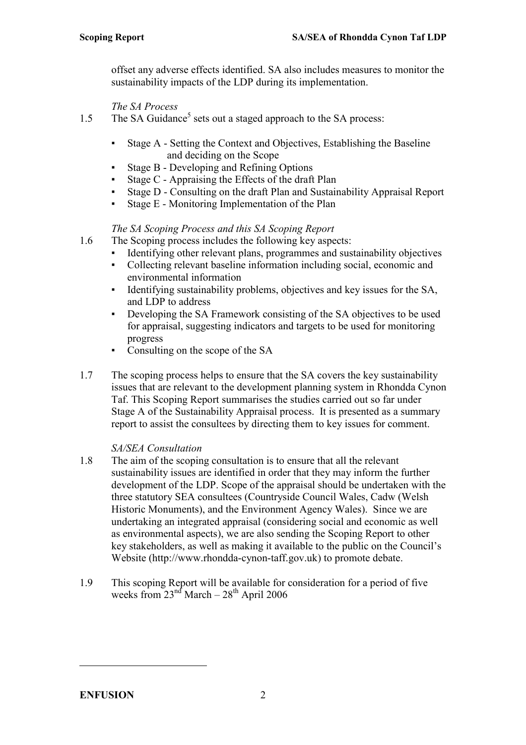offset any adverse effects identified. SA also includes measures to monitor the sustainability impacts of the LDP during its implementation.

*The SA Process*

1.5 The SA Guidance[5] sets out a staged approach to the SA process:

- Stage A - Setting the Context and Objectives, Establishing the Baseline and deciding on the Scope
- Stage B - Developing and Refining Options
- Stage C - Appraising the Effects of the draft Plan
- Stage D - Consulting on the draft Plan and Sustainability Appraisal Report
- Stage E - Monitoring Implementation of the Plan

*The SA Scoping Process and this SA Scoping Report*

1.6 The Scoping process includes the following key aspects:

- Identifying other relevant plans, programmes and sustainability objectives
- Collecting relevant baseline information including social, economic and environmental information
- Identifying sustainability problems, objectives and key issues for the SA, and LDP to address
- Developing the SA Framework consisting of the SA objectives to be used for appraisal, suggesting indicators and targets to be used for monitoring progress
- Consulting on the scope of the SA

1.7 The scoping process helps to ensure that the SA covers the key sustainability issues that are relevant to the development planning system in Rhondda Cynon Taf. This Scoping Report summarises the studies carried out so far under Stage A of the Sustainability Appraisal process. It is presented as a summary report to assist the consultees by directing them to key issues for comment.

*SA/SEA Consultation*

1.8 The aim of the scoping consultation is to ensure that all the relevant sustainability issues are identified in order that they may inform the further development of the LDP. Scope of the appraisal should be undertaken with the three statutory SEA consultees (Countryside Council Wales, Cadw (Welsh Historic Monuments), and the Environment Agency Wales). Since we are undertaking an integrated appraisal (considering social and economic as well as environmental aspects), we are also sending the Scoping Report to other key stakeholders, as well as making it available to the public on the Council's Website (http://www.rhondda-cynon-taff.gov.uk) to promote debate.

1.9 This scoping Report will be available for consideration for a period of five weeks from 23rd March – 28th April 2006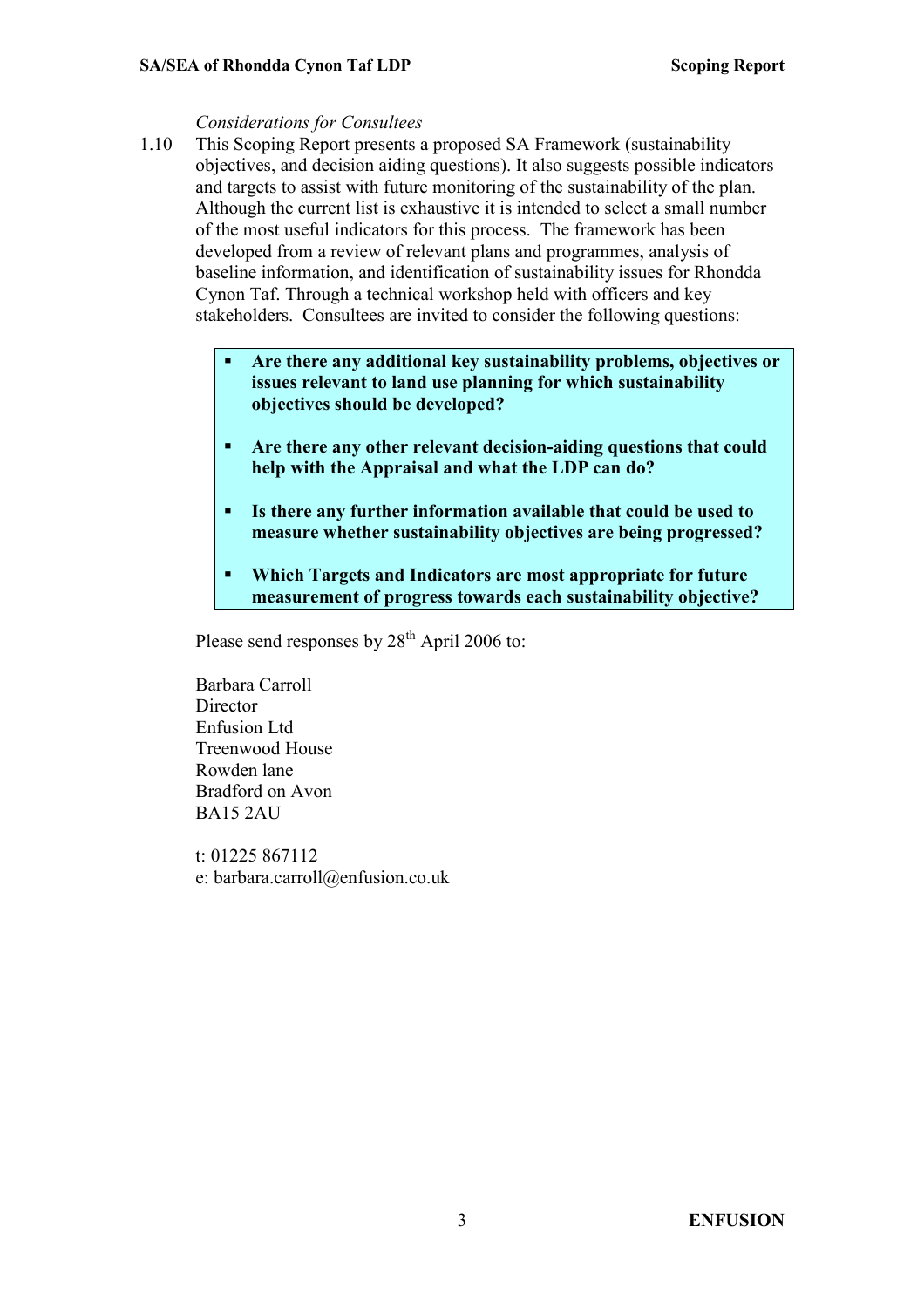*Considerations for Consultees*

1.10 This Scoping Report presents a proposed SA Framework (sustainability objectives, and decision aiding questions). It also suggests possible indicators and targets to assist with future monitoring of the sustainability of the plan. Although the current list is exhaustive it is intended to select a small number of the most useful indicators for this process. The framework has been developed from a review of relevant plans and programmes, analysis of baseline information, and identification of sustainability issues for Rhondda Cynon Taf. Through a technical workshop held with officers and key stakeholders. Consultees are invited to consider the following questions:

- **Are there any additional key sustainability problems, objectives or issues relevant to land use planning for which sustainability objectives should be developed?**
- **Are there any other relevant decision-aiding questions that could help with the Appraisal and what the LDP can do?**
- **Is there any further information available that could be used to measure whether sustainability objectives are being progressed?**
- **Which Targets and Indicators are most appropriate for future measurement of progress towards each sustainability objective?**

Please send responses by 28th April 2006 to:

Barbara Carroll
Director
Enfusion Ltd
Treenwood House
Rowden lane
Bradford on Avon
BA15 2AU

t: 01225 867112
e: barbara.carroll@enfusion.co.uk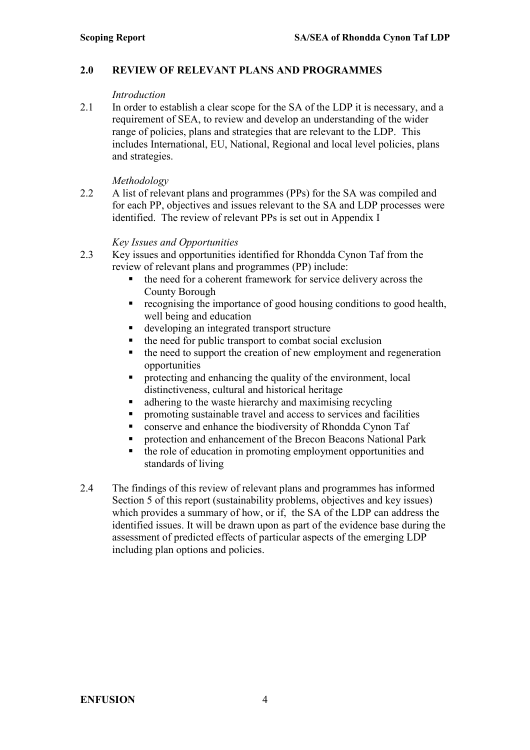## 2.0 REVIEW OF RELEVANT PLANS AND PROGRAMMES

*Introduction*

2.1 In order to establish a clear scope for the SA of the LDP it is necessary, and a requirement of SEA, to review and develop an understanding of the wider range of policies, plans and strategies that are relevant to the LDP. This includes International, EU, National, Regional and local level policies, plans and strategies.

*Methodology*

2.2 A list of relevant plans and programmes (PPs) for the SA was compiled and for each PP, objectives and issues relevant to the SA and LDP processes were identified. The review of relevant PPs is set out in Appendix I

*Key Issues and Opportunities*

2.3 Key issues and opportunities identified for Rhondda Cynon Taf from the review of relevant plans and programmes (PP) include:

- the need for a coherent framework for service delivery across the County Borough
- recognising the importance of good housing conditions to good health, well being and education
- developing an integrated transport structure
- the need for public transport to combat social exclusion
- the need to support the creation of new employment and regeneration opportunities
- protecting and enhancing the quality of the environment, local distinctiveness, cultural and historical heritage
- adhering to the waste hierarchy and maximising recycling
- promoting sustainable travel and access to services and facilities
- conserve and enhance the biodiversity of Rhondda Cynon Taf
- protection and enhancement of the Brecon Beacons National Park
- the role of education in promoting employment opportunities and standards of living

2.4 The findings of this review of relevant plans and programmes has informed Section 5 of this report (sustainability problems, objectives and key issues) which provides a summary of how, or if, the SA of the LDP can address the identified issues. It will be drawn upon as part of the evidence base during the assessment of predicted effects of particular aspects of the emerging LDP including plan options and policies.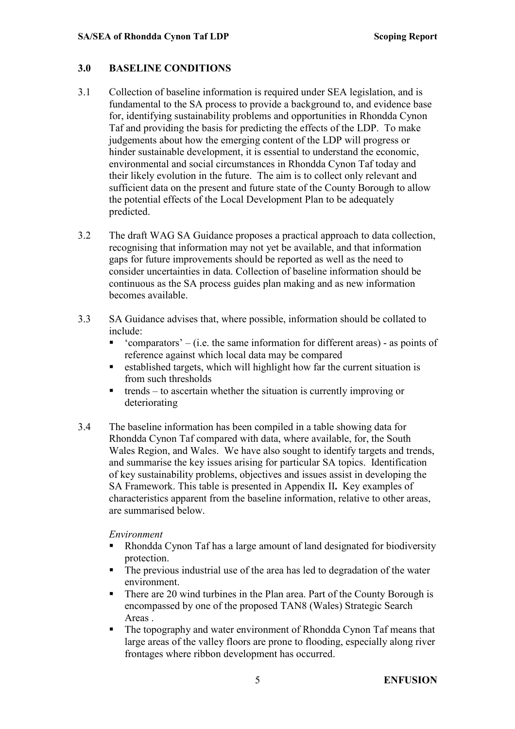## 3.0 BASELINE CONDITIONS

3.1 Collection of baseline information is required under SEA legislation, and is fundamental to the SA process to provide a background to, and evidence base for, identifying sustainability problems and opportunities in Rhondda Cynon Taf and providing the basis for predicting the effects of the LDP. To make judgements about how the emerging content of the LDP will progress or hinder sustainable development, it is essential to understand the economic, environmental and social circumstances in Rhondda Cynon Taf today and their likely evolution in the future. The aim is to collect only relevant and sufficient data on the present and future state of the County Borough to allow the potential effects of the Local Development Plan to be adequately predicted.

3.2 The draft WAG SA Guidance proposes a practical approach to data collection, recognising that information may not yet be available, and that information gaps for future improvements should be reported as well as the need to consider uncertainties in data. Collection of baseline information should be continuous as the SA process guides plan making and as new information becomes available.

3.3 SA Guidance advises that, where possible, information should be collated to include:

- 'comparators' – (i.e. the same information for different areas) - as points of reference against which local data may be compared
- established targets, which will highlight how far the current situation is from such thresholds
- trends – to ascertain whether the situation is currently improving or deteriorating

3.4 The baseline information has been compiled in a table showing data for Rhondda Cynon Taf compared with data, where available, for, the South Wales Region, and Wales. We have also sought to identify targets and trends, and summarise the key issues arising for particular SA topics. Identification of key sustainability problems, objectives and issues assist in developing the SA Framework. This table is presented in Appendix II**.** Key examples of characteristics apparent from the baseline information, relative to other areas, are summarised below.

*Environment*

- Rhondda Cynon Taf has a large amount of land designated for biodiversity protection.
- The previous industrial use of the area has led to degradation of the water environment.
- There are 20 wind turbines in the Plan area. Part of the County Borough is encompassed by one of the proposed TAN8 (Wales) Strategic Search Areas .
- The topography and water environment of Rhondda Cynon Taf means that large areas of the valley floors are prone to flooding, especially along river frontages where ribbon development has occurred.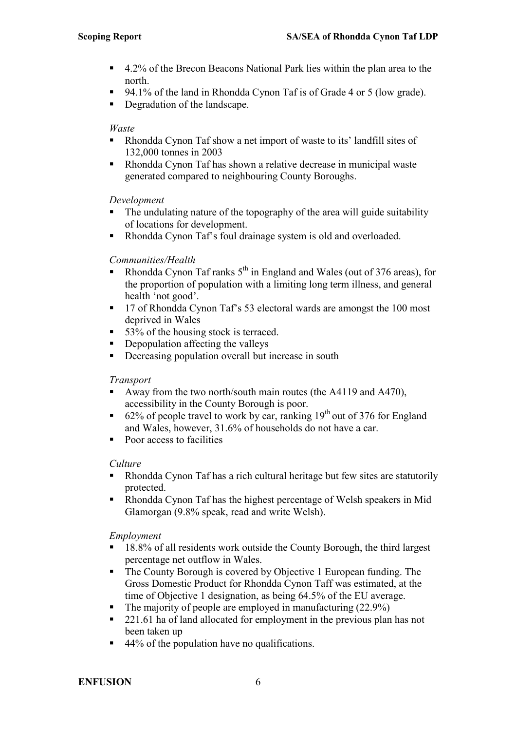- 4.2% of the Brecon Beacons National Park lies within the plan area to the north.
- 94.1% of the land in Rhondda Cynon Taf is of Grade 4 or 5 (low grade).
- Degradation of the landscape.

*Waste*

- Rhondda Cynon Taf show a net import of waste to its' landfill sites of 132,000 tonnes in 2003
- Rhondda Cynon Taf has shown a relative decrease in municipal waste generated compared to neighbouring County Boroughs.

*Development*

- The undulating nature of the topography of the area will guide suitability of locations for development.
- Rhondda Cynon Taf's foul drainage system is old and overloaded.

*Communities/Health*

- Rhondda Cynon Taf ranks 5th in England and Wales (out of 376 areas), for the proportion of population with a limiting long term illness, and general health 'not good'.
- 17 of Rhondda Cynon Taf's 53 electoral wards are amongst the 100 most deprived in Wales
- 53% of the housing stock is terraced.
- Depopulation affecting the valleys
- Decreasing population overall but increase in south

*Transport*

- Away from the two north/south main routes (the A4119 and A470), accessibility in the County Borough is poor.
- 62% of people travel to work by car, ranking 19th out of 376 for England and Wales, however, 31.6% of households do not have a car.
- Poor access to facilities

*Culture*

- Rhondda Cynon Taf has a rich cultural heritage but few sites are statutorily protected.
- Rhondda Cynon Taf has the highest percentage of Welsh speakers in Mid Glamorgan (9.8% speak, read and write Welsh).

*Employment*

- 18.8% of all residents work outside the County Borough, the third largest percentage net outflow in Wales.
- The County Borough is covered by Objective 1 European funding. The Gross Domestic Product for Rhondda Cynon Taff was estimated, at the time of Objective 1 designation, as being 64.5% of the EU average.
- The majority of people are employed in manufacturing (22.9%)
- 221.61 ha of land allocated for employment in the previous plan has not been taken up
- 44% of the population have no qualifications.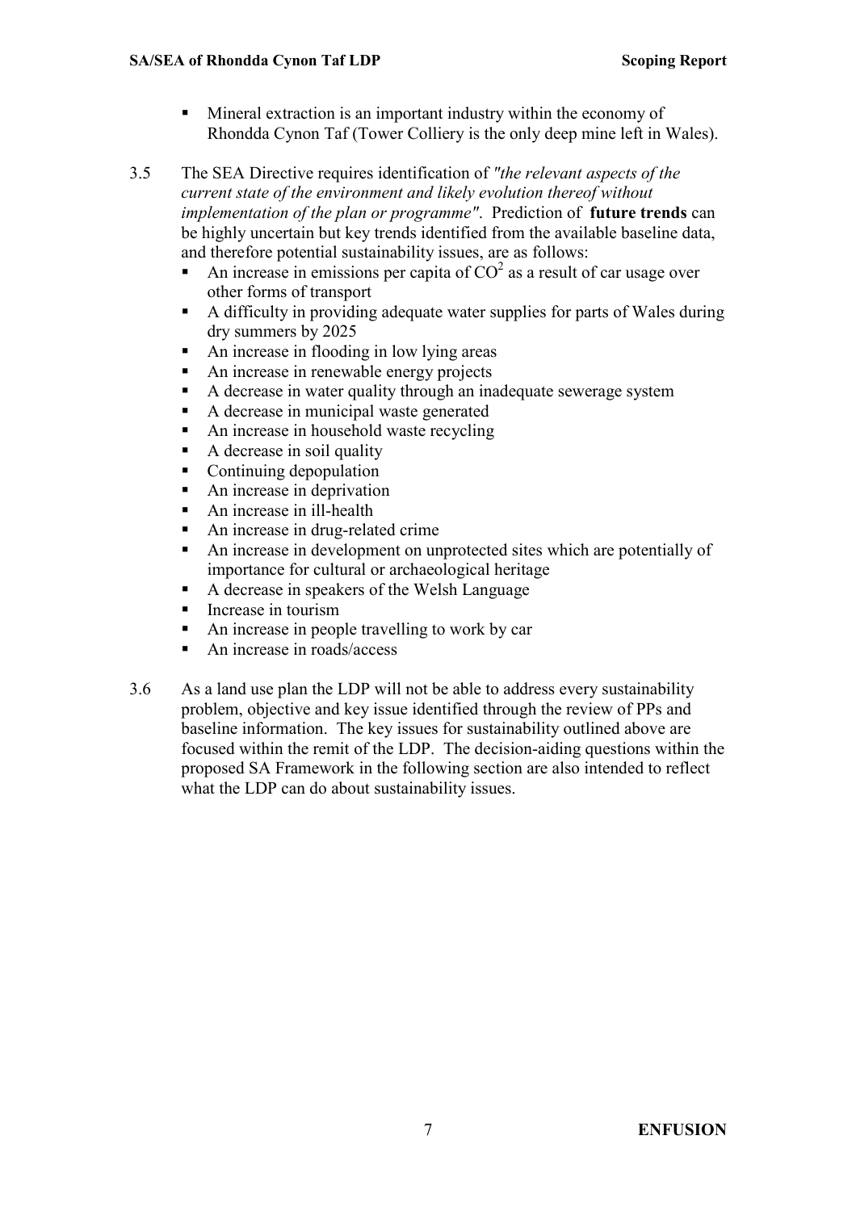- Mineral extraction is an important industry within the economy of Rhondda Cynon Taf (Tower Colliery is the only deep mine left in Wales).

3.5 The SEA Directive requires identification of *"the relevant aspects of the current state of the environment and likely evolution thereof without implementation of the plan or programme"*. Prediction of **future trends** can be highly uncertain but key trends identified from the available baseline data, and therefore potential sustainability issues, are as follows:

- An increase in emissions per capita of $CO^2$ as a result of car usage over other forms of transport
- A difficulty in providing adequate water supplies for parts of Wales during dry summers by 2025
- An increase in flooding in low lying areas
- An increase in renewable energy projects
- A decrease in water quality through an inadequate sewerage system
- A decrease in municipal waste generated
- An increase in household waste recycling
- A decrease in soil quality
- Continuing depopulation
- An increase in deprivation
- An increase in ill-health
- An increase in drug-related crime
- An increase in development on unprotected sites which are potentially of importance for cultural or archaeological heritage
- A decrease in speakers of the Welsh Language
- Increase in tourism
- An increase in people travelling to work by car
- An increase in roads/access

3.6 As a land use plan the LDP will not be able to address every sustainability problem, objective and key issue identified through the review of PPs and baseline information. The key issues for sustainability outlined above are focused within the remit of the LDP. The decision-aiding questions within the proposed SA Framework in the following section are also intended to reflect what the LDP can do about sustainability issues.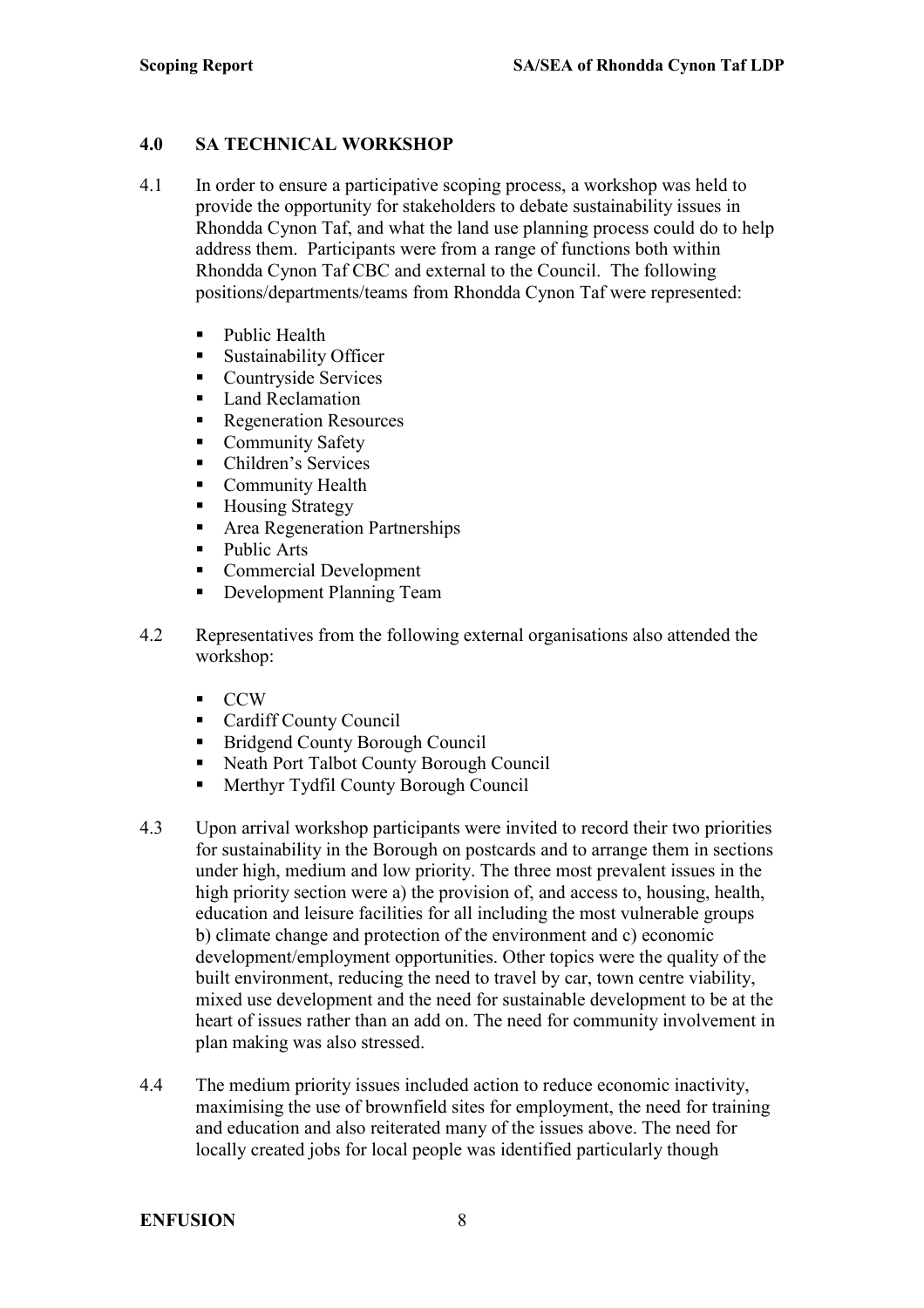## 4.0 SA TECHNICAL WORKSHOP

4.1 In order to ensure a participative scoping process, a workshop was held to provide the opportunity for stakeholders to debate sustainability issues in Rhondda Cynon Taf, and what the land use planning process could do to help address them. Participants were from a range of functions both within Rhondda Cynon Taf CBC and external to the Council. The following positions/departments/teams from Rhondda Cynon Taf were represented:

- Public Health
- Sustainability Officer
- Countryside Services
- Land Reclamation
- Regeneration Resources
- Community Safety
- Children's Services
- Community Health
- Housing Strategy
- Area Regeneration Partnerships
- Public Arts
- Commercial Development
- Development Planning Team

4.2 Representatives from the following external organisations also attended the workshop:

- CCW
- Cardiff County Council
- Bridgend County Borough Council
- Neath Port Talbot County Borough Council
- Merthyr Tydfil County Borough Council

4.3 Upon arrival workshop participants were invited to record their two priorities for sustainability in the Borough on postcards and to arrange them in sections under high, medium and low priority. The three most prevalent issues in the high priority section were a) the provision of, and access to, housing, health, education and leisure facilities for all including the most vulnerable groups b) climate change and protection of the environment and c) economic development/employment opportunities. Other topics were the quality of the built environment, reducing the need to travel by car, town centre viability, mixed use development and the need for sustainable development to be at the heart of issues rather than an add on. The need for community involvement in plan making was also stressed.

4.4 The medium priority issues included action to reduce economic inactivity, maximising the use of brownfield sites for employment, the need for training and education and also reiterated many of the issues above. The need for locally created jobs for local people was identified particularly though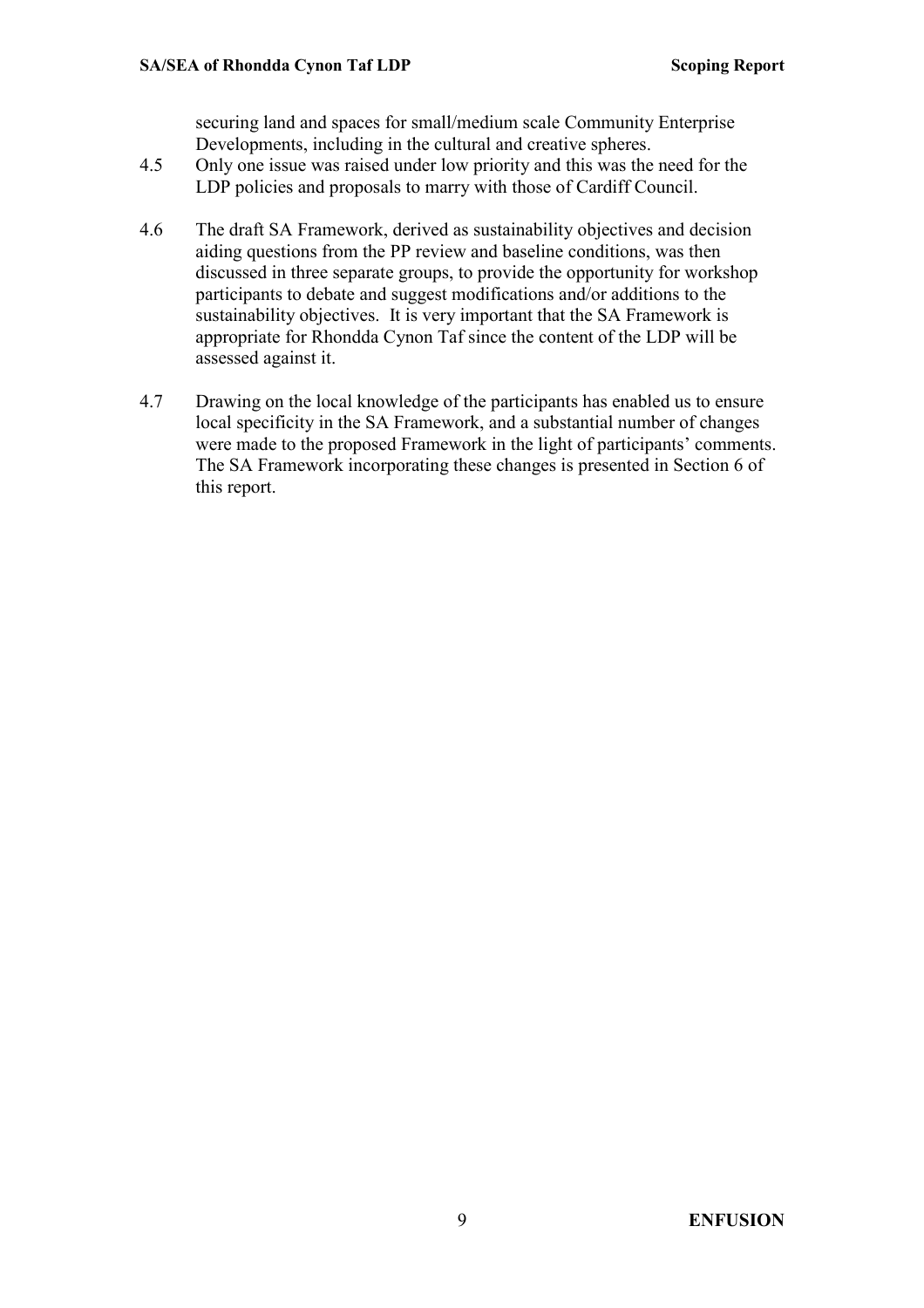securing land and spaces for small/medium scale Community Enterprise Developments, including in the cultural and creative spheres.

4.5 Only one issue was raised under low priority and this was the need for the LDP policies and proposals to marry with those of Cardiff Council.

4.6 The draft SA Framework, derived as sustainability objectives and decision aiding questions from the PP review and baseline conditions, was then discussed in three separate groups, to provide the opportunity for workshop participants to debate and suggest modifications and/or additions to the sustainability objectives. It is very important that the SA Framework is appropriate for Rhondda Cynon Taf since the content of the LDP will be assessed against it.

4.7 Drawing on the local knowledge of the participants has enabled us to ensure local specificity in the SA Framework, and a substantial number of changes were made to the proposed Framework in the light of participants' comments. The SA Framework incorporating these changes is presented in Section 6 of this report.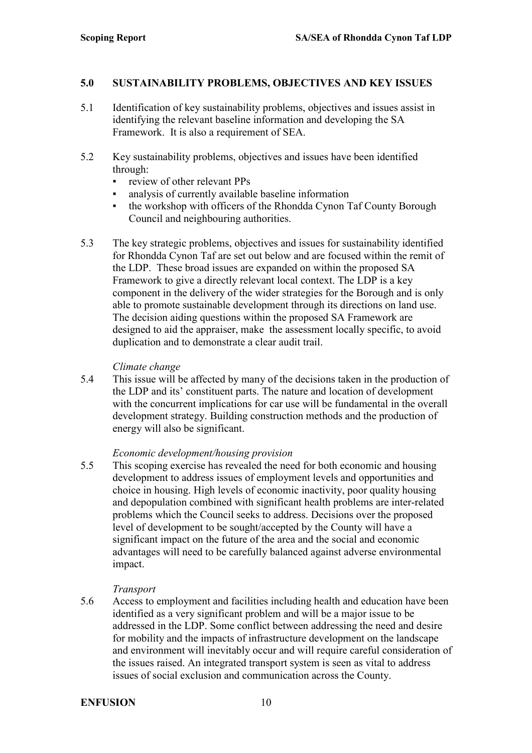## 5.0 SUSTAINABILITY PROBLEMS, OBJECTIVES AND KEY ISSUES

5.1 Identification of key sustainability problems, objectives and issues assist in identifying the relevant baseline information and developing the SA Framework. It is also a requirement of SEA.

5.2 Key sustainability problems, objectives and issues have been identified through:

- review of other relevant PPs
- analysis of currently available baseline information
- the workshop with officers of the Rhondda Cynon Taf County Borough Council and neighbouring authorities.

5.3 The key strategic problems, objectives and issues for sustainability identified for Rhondda Cynon Taf are set out below and are focused within the remit of the LDP. These broad issues are expanded on within the proposed SA Framework to give a directly relevant local context. The LDP is a key component in the delivery of the wider strategies for the Borough and is only able to promote sustainable development through its directions on land use. The decision aiding questions within the proposed SA Framework are designed to aid the appraiser, make the assessment locally specific, to avoid duplication and to demonstrate a clear audit trail.

*Climate change*

5.4 This issue will be affected by many of the decisions taken in the production of the LDP and its' constituent parts. The nature and location of development with the concurrent implications for car use will be fundamental in the overall development strategy. Building construction methods and the production of energy will also be significant.

*Economic development/housing provision*

5.5 This scoping exercise has revealed the need for both economic and housing development to address issues of employment levels and opportunities and choice in housing. High levels of economic inactivity, poor quality housing and depopulation combined with significant health problems are inter-related problems which the Council seeks to address. Decisions over the proposed level of development to be sought/accepted by the County will have a significant impact on the future of the area and the social and economic advantages will need to be carefully balanced against adverse environmental impact.

*Transport*

5.6 Access to employment and facilities including health and education have been identified as a very significant problem and will be a major issue to be addressed in the LDP. Some conflict between addressing the need and desire for mobility and the impacts of infrastructure development on the landscape and environment will inevitably occur and will require careful consideration of the issues raised. An integrated transport system is seen as vital to address issues of social exclusion and communication across the County.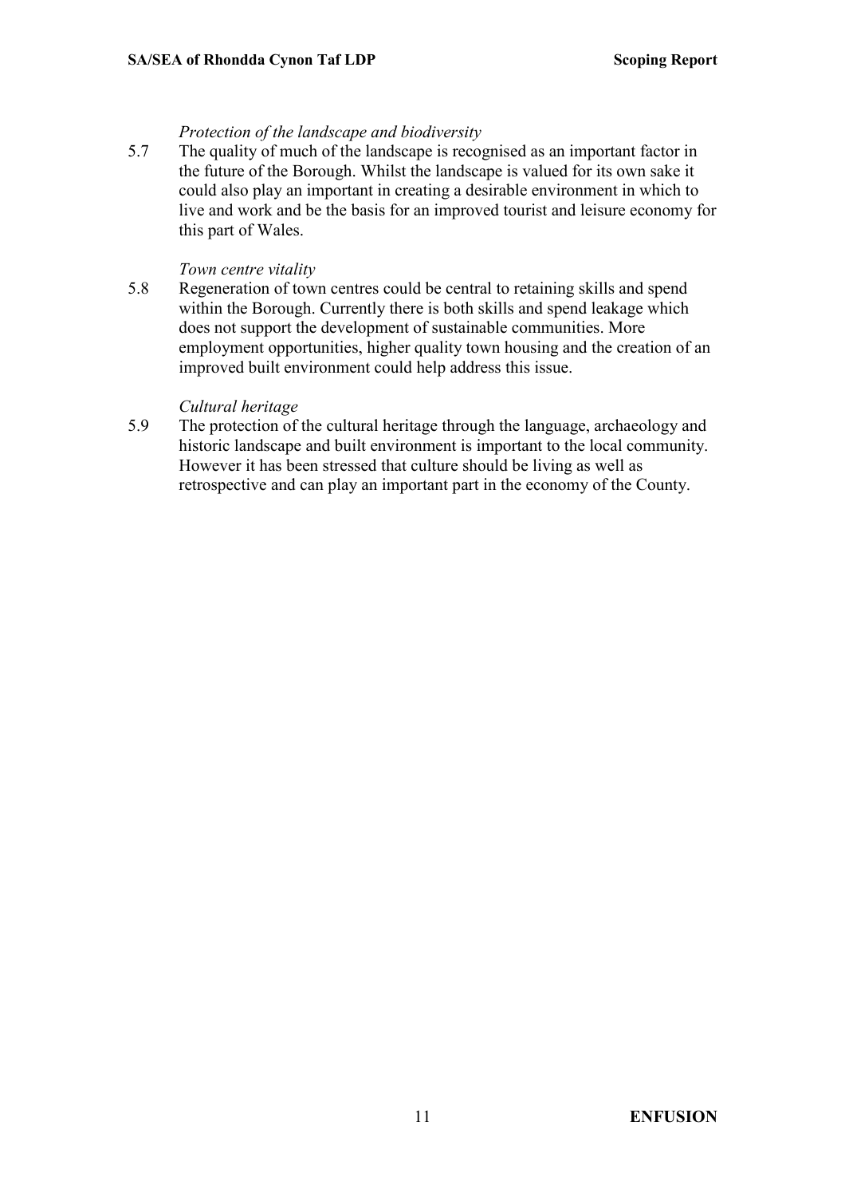*Protection of the landscape and biodiversity*

5.7 The quality of much of the landscape is recognised as an important factor in the future of the Borough. Whilst the landscape is valued for its own sake it could also play an important in creating a desirable environment in which to live and work and be the basis for an improved tourist and leisure economy for this part of Wales.

*Town centre vitality*

5.8 Regeneration of town centres could be central to retaining skills and spend within the Borough. Currently there is both skills and spend leakage which does not support the development of sustainable communities. More employment opportunities, higher quality town housing and the creation of an improved built environment could help address this issue.

*Cultural heritage*

5.9 The protection of the cultural heritage through the language, archaeology and historic landscape and built environment is important to the local community. However it has been stressed that culture should be living as well as retrospective and can play an important part in the economy of the County.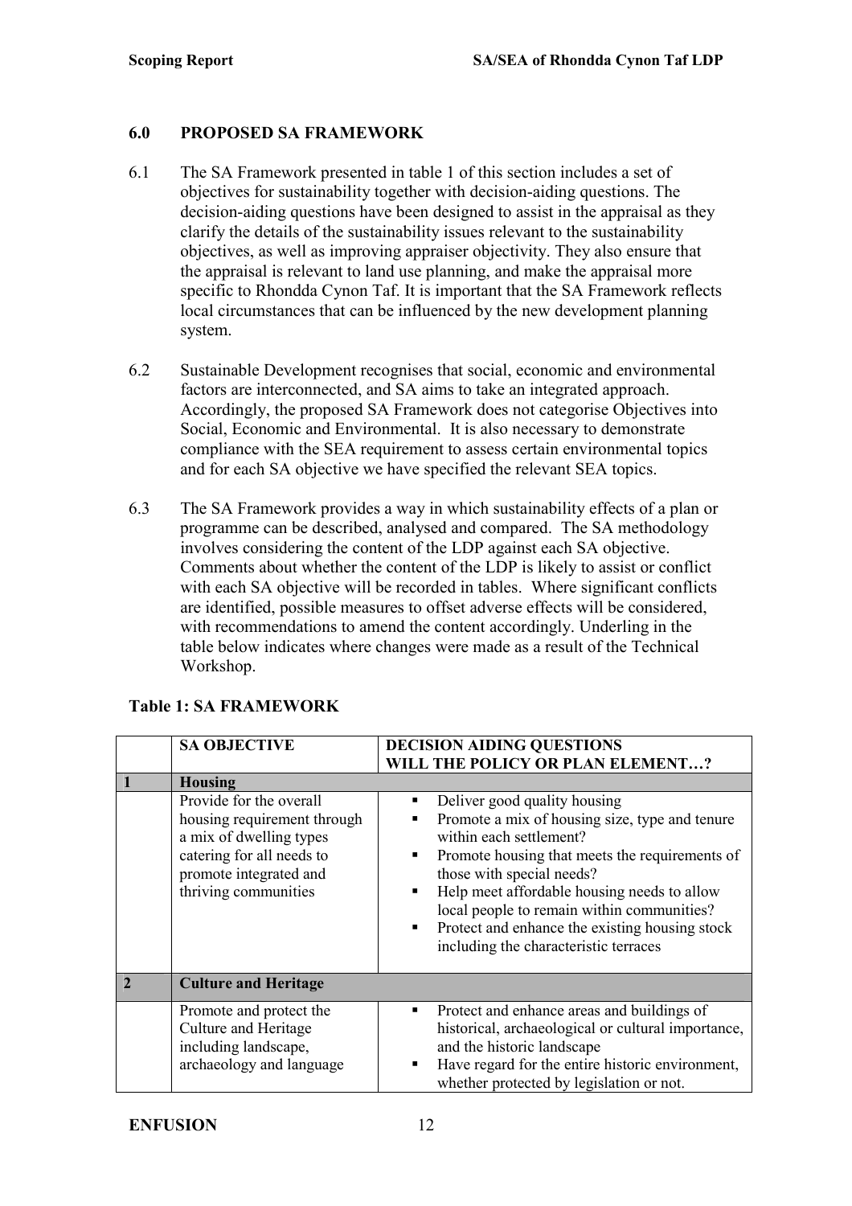## 6.0 PROPOSED SA FRAMEWORK

6.1 The SA Framework presented in table 1 of this section includes a set of objectives for sustainability together with decision-aiding questions. The decision-aiding questions have been designed to assist in the appraisal as they clarify the details of the sustainability issues relevant to the sustainability objectives, as well as improving appraiser objectivity. They also ensure that the appraisal is relevant to land use planning, and make the appraisal more specific to Rhondda Cynon Taf. It is important that the SA Framework reflects local circumstances that can be influenced by the new development planning system.

6.2 Sustainable Development recognises that social, economic and environmental factors are interconnected, and SA aims to take an integrated approach. Accordingly, the proposed SA Framework does not categorise Objectives into Social, Economic and Environmental. It is also necessary to demonstrate compliance with the SEA requirement to assess certain environmental topics and for each SA objective we have specified the relevant SEA topics.

6.3 The SA Framework provides a way in which sustainability effects of a plan or programme can be described, analysed and compared. The SA methodology involves considering the content of the LDP against each SA objective. Comments about whether the content of the LDP is likely to assist or conflict with each SA objective will be recorded in tables. Where significant conflicts are identified, possible measures to offset adverse effects will be considered, with recommendations to amend the content accordingly. Underling in the table below indicates where changes were made as a result of the Technical Workshop.

**Table 1: SA FRAMEWORK**

| | **SA OBJECTIVE** | **DECISION AIDING QUESTIONS WILL THE POLICY OR PLAN ELEMENT…?** |
|---|---|---|
| **1** | **Housing** | |
| | Provide for the overall housing requirement through a mix of dwelling types catering for all needs to promote integrated and thriving communities | ▪ Deliver good quality housing<br>▪ Promote a mix of housing size, type and tenure within each settlement?<br>▪ Promote housing that meets the requirements of those with special needs?<br>▪ Help meet affordable housing needs to allow local people to remain within communities?<br>▪ Protect and enhance the existing housing stock including the characteristic terraces |
| **2** | **Culture and Heritage** | |
| | Promote and protect the Culture and Heritage including landscape, archaeology and language | ▪ Protect and enhance areas and buildings of historical, archaeological or cultural importance, and the historic landscape<br>▪ Have regard for the entire historic environment, whether protected by legislation or not. |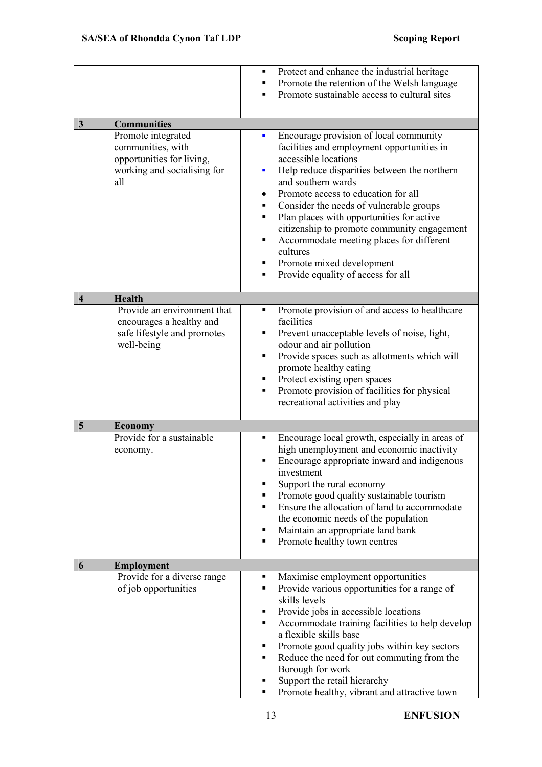| | | |
|---|---|---|
| | | ▪ Protect and enhance the industrial heritage<br>▪ Promote the retention of the Welsh language<br>▪ Promote sustainable access to cultural sites |
| **3** | **Communities** | |
| | Promote integrated communities, with opportunities for living, working and socialising for all | ▪ Encourage provision of local community facilities and employment opportunities in accessible locations<br>▪ Help reduce disparities between the northern and southern wards<br>• Promote access to education for all<br>▪ Consider the needs of vulnerable groups<br>▪ Plan places with opportunities for active citizenship to promote community engagement<br>▪ Accommodate meeting places for different cultures<br>▪ Promote mixed development<br>▪ Provide equality of access for all |
| **4** | **Health** | |
| | Provide an environment that encourages a healthy and safe lifestyle and promotes well-being | ▪ Promote provision of and access to healthcare facilities<br>▪ Prevent unacceptable levels of noise, light, odour and air pollution<br>▪ Provide spaces such as allotments which will promote healthy eating<br>▪ Protect existing open spaces<br>▪ Promote provision of facilities for physical recreational activities and play |
| **5** | **Economy** | |
| | Provide for a sustainable economy. | ▪ Encourage local growth, especially in areas of high unemployment and economic inactivity<br>▪ Encourage appropriate inward and indigenous investment<br>▪ Support the rural economy<br>▪ Promote good quality sustainable tourism<br>▪ Ensure the allocation of land to accommodate the economic needs of the population<br>▪ Maintain an appropriate land bank<br>▪ Promote healthy town centres |
| **6** | **Employment** | |
| | Provide for a diverse range of job opportunities | ▪ Maximise employment opportunities<br>▪ Provide various opportunities for a range of skills levels<br>▪ Provide jobs in accessible locations<br>▪ Accommodate training facilities to help develop a flexible skills base<br>▪ Promote good quality jobs within key sectors<br>▪ Reduce the need for out commuting from the Borough for work<br>▪ Support the retail hierarchy<br>▪ Promote healthy, vibrant and attractive town |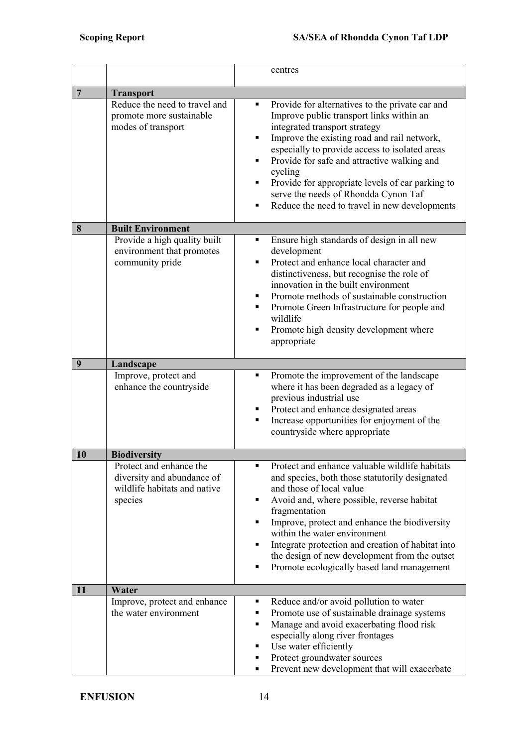| | | |
|---|---|---|
| | | centres |
| **7** | **Transport** | |
| | Reduce the need to travel and promote more sustainable modes of transport | ▪ Provide for alternatives to the private car and Improve public transport links within an integrated transport strategy<br>▪ Improve the existing road and rail network, especially to provide access to isolated areas<br>▪ Provide for safe and attractive walking and cycling<br>▪ Provide for appropriate levels of car parking to serve the needs of Rhondda Cynon Taf<br>▪ Reduce the need to travel in new developments |
| **8** | **Built Environment** | |
| | Provide a high quality built environment that promotes community pride | ▪ Ensure high standards of design in all new development<br>▪ Protect and enhance local character and distinctiveness, but recognise the role of innovation in the built environment<br>▪ Promote methods of sustainable construction<br>▪ Promote Green Infrastructure for people and wildlife<br>▪ Promote high density development where appropriate |
| **9** | **Landscape** | |
| | Improve, protect and enhance the countryside | ▪ Promote the improvement of the landscape where it has been degraded as a legacy of previous industrial use<br>▪ Protect and enhance designated areas<br>▪ Increase opportunities for enjoyment of the countryside where appropriate |
| **10** | **Biodiversity** | |
| | Protect and enhance the diversity and abundance of wildlife habitats and native species | ▪ Protect and enhance valuable wildlife habitats and species, both those statutorily designated and those of local value<br>▪ Avoid and, where possible, reverse habitat fragmentation<br>▪ Improve, protect and enhance the biodiversity within the water environment<br>▪ Integrate protection and creation of habitat into the design of new development from the outset<br>▪ Promote ecologically based land management |
| **11** | **Water** | |
| | Improve, protect and enhance the water environment | ▪ Reduce and/or avoid pollution to water<br>▪ Promote use of sustainable drainage systems<br>▪ Manage and avoid exacerbating flood risk especially along river frontages<br>▪ Use water efficiently<br>▪ Protect groundwater sources<br>▪ Prevent new development that will exacerbate |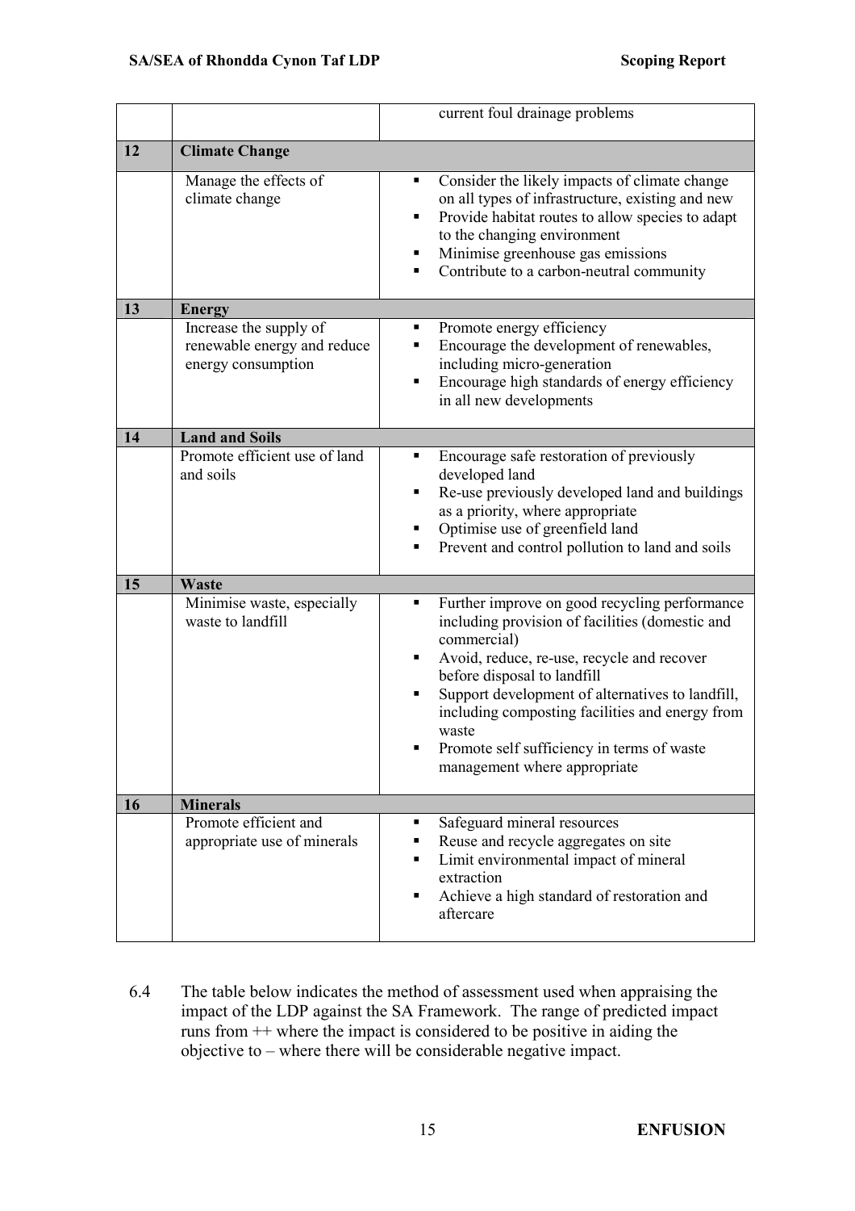| | | |
|---|---|---|
| | | current foul drainage problems |
| **12** | **Climate Change** | |
| | Manage the effects of climate change | ▪ Consider the likely impacts of climate change on all types of infrastructure, existing and new<br>▪ Provide habitat routes to allow species to adapt to the changing environment<br>▪ Minimise greenhouse gas emissions<br>▪ Contribute to a carbon-neutral community |
| **13** | **Energy** | |
| | Increase the supply of renewable energy and reduce energy consumption | ▪ Promote energy efficiency<br>▪ Encourage the development of renewables, including micro-generation<br>▪ Encourage high standards of energy efficiency in all new developments |
| **14** | **Land and Soils** | |
| | Promote efficient use of land and soils | ▪ Encourage safe restoration of previously developed land<br>▪ Re-use previously developed land and buildings as a priority, where appropriate<br>▪ Optimise use of greenfield land<br>▪ Prevent and control pollution to land and soils |
| **15** | **Waste** | |
| | Minimise waste, especially waste to landfill | ▪ Further improve on good recycling performance including provision of facilities (domestic and commercial)<br>▪ Avoid, reduce, re-use, recycle and recover before disposal to landfill<br>▪ Support development of alternatives to landfill, including composting facilities and energy from waste<br>▪ Promote self sufficiency in terms of waste management where appropriate |
| **16** | **Minerals** | |
| | Promote efficient and appropriate use of minerals | ▪ Safeguard mineral resources<br>▪ Reuse and recycle aggregates on site<br>▪ Limit environmental impact of mineral extraction<br>▪ Achieve a high standard of restoration and aftercare |

6.4 The table below indicates the method of assessment used when appraising the impact of the LDP against the SA Framework. The range of predicted impact runs from ++ where the impact is considered to be positive in aiding the objective to – where there will be considerable negative impact.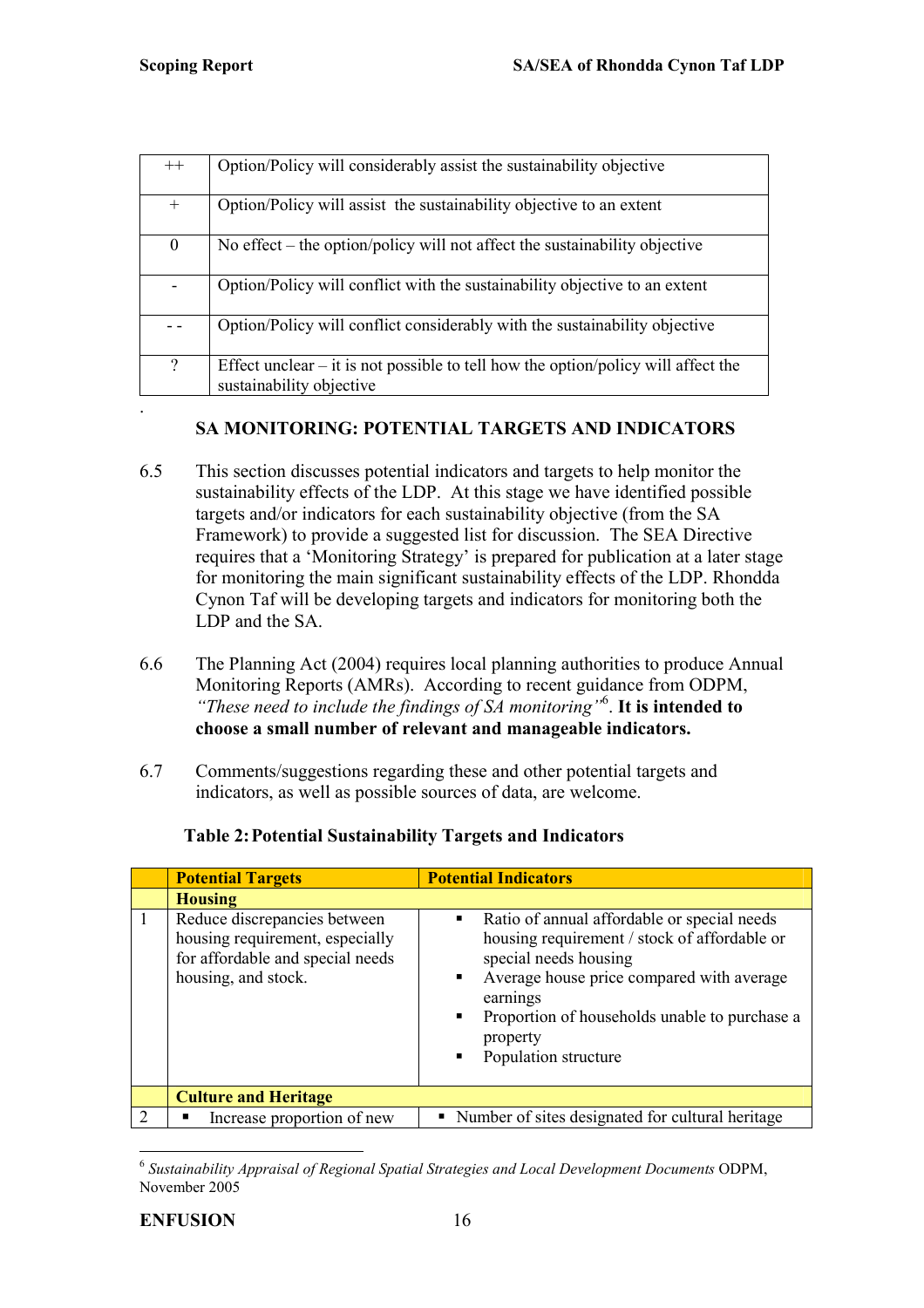| | |
|---|---|
| ++ | Option/Policy will considerably assist the sustainability objective |
| + | Option/Policy will assist the sustainability objective to an extent |
| 0 | No effect – the option/policy will not affect the sustainability objective |
| - | Option/Policy will conflict with the sustainability objective to an extent |
| - - | Option/Policy will conflict considerably with the sustainability objective |
| ? | Effect unclear – it is not possible to tell how the option/policy will affect the sustainability objective |

.

## SA MONITORING: POTENTIAL TARGETS AND INDICATORS

6.5 This section discusses potential indicators and targets to help monitor the sustainability effects of the LDP. At this stage we have identified possible targets and/or indicators for each sustainability objective (from the SA Framework) to provide a suggested list for discussion. The SEA Directive requires that a 'Monitoring Strategy' is prepared for publication at a later stage for monitoring the main significant sustainability effects of the LDP. Rhondda Cynon Taf will be developing targets and indicators for monitoring both the LDP and the SA.

6.6 The Planning Act (2004) requires local planning authorities to produce Annual Monitoring Reports (AMRs). According to recent guidance from ODPM, *"These need to include the findings of SA monitoring"*[6]. **It is intended to choose a small number of relevant and manageable indicators.**

6.7 Comments/suggestions regarding these and other potential targets and indicators, as well as possible sources of data, are welcome.

**Table 2: Potential Sustainability Targets and Indicators**

| | Potential Targets | Potential Indicators |
|---|---|---|
| | **Housing** | |
| 1 | Reduce discrepancies between housing requirement, especially for affordable and special needs housing, and stock. | ▪ Ratio of annual affordable or special needs housing requirement / stock of affordable or special needs housing<br>▪ Average house price compared with average earnings<br>▪ Proportion of households unable to purchase a property<br>▪ Population structure |
| | **Culture and Heritage** | |
| 2 | ▪ Increase proportion of new | ▪ Number of sites designated for cultural heritage |

[6] *Sustainability Appraisal of Regional Spatial Strategies and Local Development Documents* ODPM, November 2005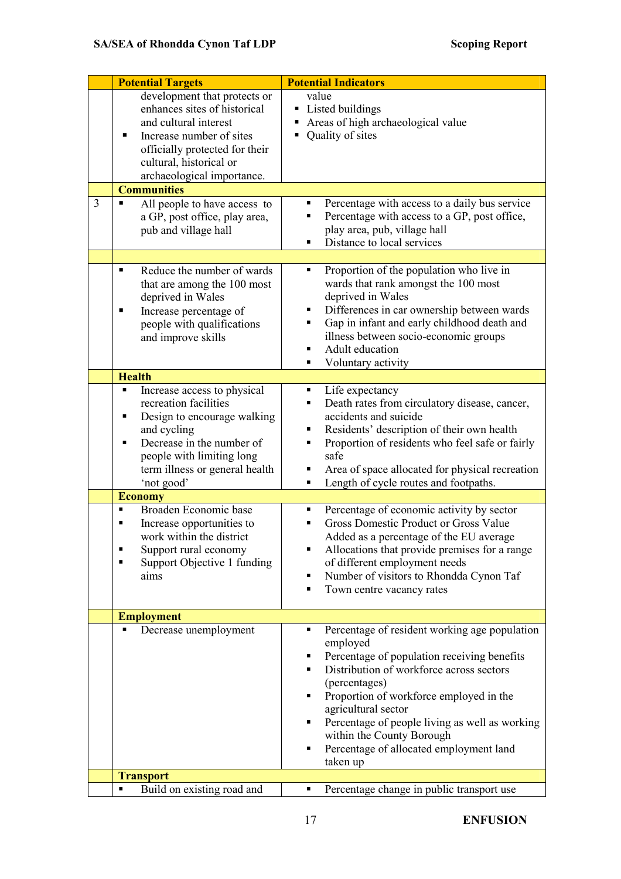| | Potential Targets | Potential Indicators |
|---|---|---|
| | development that protects or enhances sites of historical and cultural interest<br>▪ Increase number of sites officially protected for their cultural, historical or archaeological importance. | value<br>▪ Listed buildings<br>▪ Areas of high archaeological value<br>▪ Quality of sites |
| | **Communities** | |
| 3 | ▪ All people to have access to a GP, post office, play area, pub and village hall | ▪ Percentage with access to a daily bus service<br>▪ Percentage with access to a GP, post office, play area, pub, village hall<br>▪ Distance to local services |
| | | |
| | ▪ Reduce the number of wards that are among the 100 most deprived in Wales<br>▪ Increase percentage of people with qualifications and improve skills | ▪ Proportion of the population who live in wards that rank amongst the 100 most deprived in Wales<br>▪ Differences in car ownership between wards<br>▪ Gap in infant and early childhood death and illness between socio-economic groups<br>▪ Adult education<br>▪ Voluntary activity |
| | **Health** | |
| | ▪ Increase access to physical recreation facilities<br>▪ Design to encourage walking and cycling<br>▪ Decrease in the number of people with limiting long term illness or general health 'not good' | ▪ Life expectancy<br>▪ Death rates from circulatory disease, cancer, accidents and suicide<br>▪ Residents' description of their own health<br>▪ Proportion of residents who feel safe or fairly safe<br>▪ Area of space allocated for physical recreation<br>▪ Length of cycle routes and footpaths. |
| | **Economy** | |
| | ▪ Broaden Economic base<br>▪ Increase opportunities to work within the district<br>▪ Support rural economy<br>▪ Support Objective 1 funding aims | ▪ Percentage of economic activity by sector<br>▪ Gross Domestic Product or Gross Value Added as a percentage of the EU average<br>▪ Allocations that provide premises for a range of different employment needs<br>▪ Number of visitors to Rhondda Cynon Taf<br>▪ Town centre vacancy rates |
| | **Employment** | |
| | ▪ Decrease unemployment | ▪ Percentage of resident working age population employed<br>▪ Percentage of population receiving benefits<br>▪ Distribution of workforce across sectors (percentages)<br>▪ Proportion of workforce employed in the agricultural sector<br>▪ Percentage of people living as well as working within the County Borough<br>▪ Percentage of allocated employment land taken up |
| | **Transport** | |
| | ▪ Build on existing road and | ▪ Percentage change in public transport use |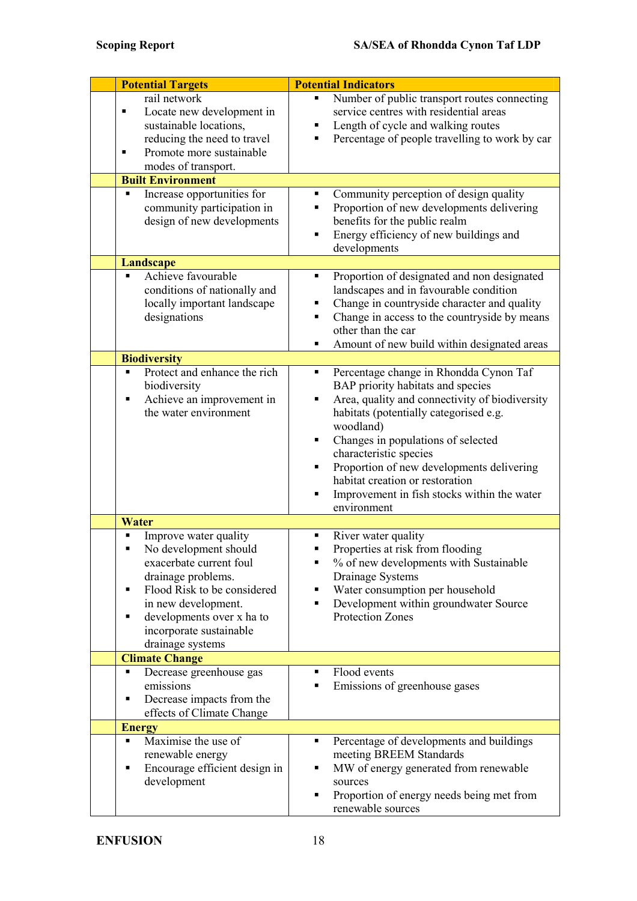| | Potential Targets | Potential Indicators |
|---|---|---|
| | rail network<br>▪ Locate new development in sustainable locations, reducing the need to travel<br>▪ Promote more sustainable modes of transport. | ▪ Number of public transport routes connecting service centres with residential areas<br>▪ Length of cycle and walking routes<br>▪ Percentage of people travelling to work by car |
| | **Built Environment** | |
| | ▪ Increase opportunities for community participation in design of new developments | ▪ Community perception of design quality<br>▪ Proportion of new developments delivering benefits for the public realm<br>▪ Energy efficiency of new buildings and developments |
| | **Landscape** | |
| | ▪ Achieve favourable conditions of nationally and locally important landscape designations | ▪ Proportion of designated and non designated landscapes and in favourable condition<br>▪ Change in countryside character and quality<br>▪ Change in access to the countryside by means other than the car<br>▪ Amount of new build within designated areas |
| | **Biodiversity** | |
| | ▪ Protect and enhance the rich biodiversity<br>▪ Achieve an improvement in the water environment | ▪ Percentage change in Rhondda Cynon Taf BAP priority habitats and species<br>▪ Area, quality and connectivity of biodiversity habitats (potentially categorised e.g. woodland)<br>▪ Changes in populations of selected characteristic species<br>▪ Proportion of new developments delivering habitat creation or restoration<br>▪ Improvement in fish stocks within the water environment |
| | **Water** | |
| | ▪ Improve water quality<br>▪ No development should exacerbate current foul drainage problems.<br>▪ Flood Risk to be considered in new development.<br>▪ developments over x ha to incorporate sustainable drainage systems | ▪ River water quality<br>▪ Properties at risk from flooding<br>▪ % of new developments with Sustainable Drainage Systems<br>▪ Water consumption per household<br>▪ Development within groundwater Source Protection Zones |
| | **Climate Change** | |
| | ▪ Decrease greenhouse gas emissions<br>▪ Decrease impacts from the effects of Climate Change | ▪ Flood events<br>▪ Emissions of greenhouse gases |
| | **Energy** | |
| | ▪ Maximise the use of renewable energy<br>▪ Encourage efficient design in development | ▪ Percentage of developments and buildings meeting BREEM Standards<br>▪ MW of energy generated from renewable sources<br>▪ Proportion of energy needs being met from renewable sources |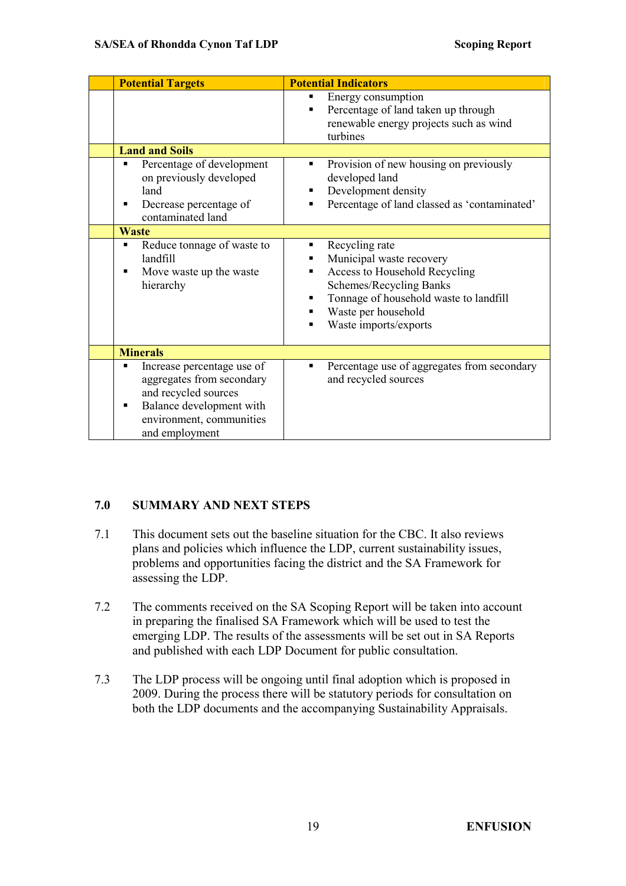| | Potential Targets | Potential Indicators |
|---|---|---|
| | | ▪ Energy consumption<br>▪ Percentage of land taken up through renewable energy projects such as wind turbines |
| | **Land and Soils** | |
| | ▪ Percentage of development on previously developed land<br>▪ Decrease percentage of contaminated land | ▪ Provision of new housing on previously developed land<br>▪ Development density<br>▪ Percentage of land classed as 'contaminated' |
| | **Waste** | |
| | ▪ Reduce tonnage of waste to landfill<br>▪ Move waste up the waste hierarchy | ▪ Recycling rate<br>▪ Municipal waste recovery<br>▪ Access to Household Recycling Schemes/Recycling Banks<br>▪ Tonnage of household waste to landfill<br>▪ Waste per household<br>▪ Waste imports/exports |
| | **Minerals** | |
| | ▪ Increase percentage use of aggregates from secondary and recycled sources<br>▪ Balance development with environment, communities and employment | ▪ Percentage use of aggregates from secondary and recycled sources |

## 7.0 SUMMARY AND NEXT STEPS

7.1 This document sets out the baseline situation for the CBC. It also reviews plans and policies which influence the LDP, current sustainability issues, problems and opportunities facing the district and the SA Framework for assessing the LDP.

7.2 The comments received on the SA Scoping Report will be taken into account in preparing the finalised SA Framework which will be used to test the emerging LDP. The results of the assessments will be set out in SA Reports and published with each LDP Document for public consultation.

7.3 The LDP process will be ongoing until final adoption which is proposed in 2009. During the process there will be statutory periods for consultation on both the LDP documents and the accompanying Sustainability Appraisals.